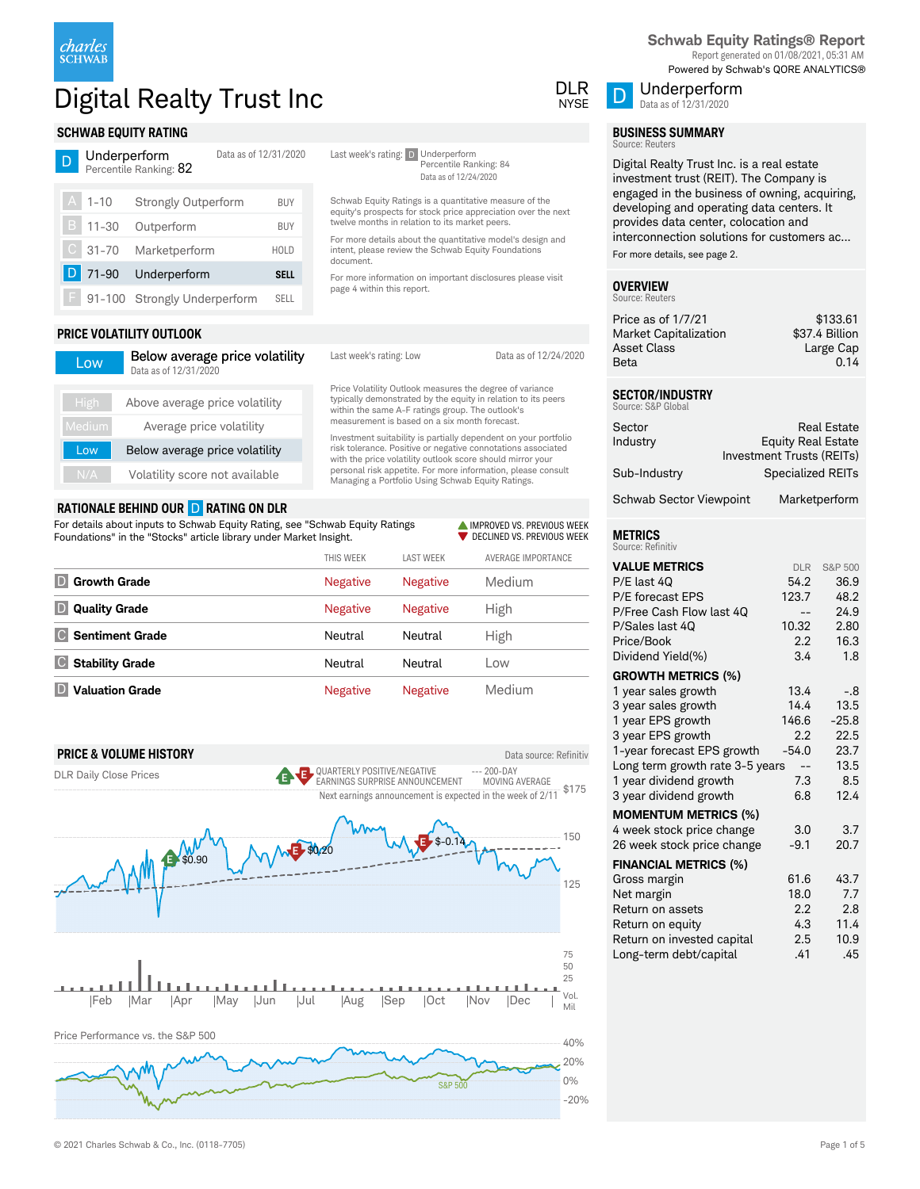# Schwab Equity Ratings® Report

Report generated on 01/08/2021, 05:31 AM
Powered by Schwab's QORE ANALYTICS®

# Digital Realty Trust Inc

DLR
NYSE

**D** Underperform
Data as of 12/31/2020

## SCHWAB EQUITY RATING

**D** Underperform
Percentile Ranking: 82

Data as of 12/31/2020

Last week's rating: **D** Underperform
Percentile Ranking: 84
Data as of 12/24/2020

| | Range | Rating | Action |
|---|---|---|---|
| A | 1-10 | Strongly Outperform | BUY |
| B | 11-30 | Outperform | BUY |
| C | 31-70 | Marketperform | HOLD |
| **D** | **71-90** | **Underperform** | **SELL** |
| F | 91-100 | Strongly Underperform | SELL |

Schwab Equity Ratings is a quantitative measure of the equity's prospects for stock price appreciation over the next twelve months in relation to its market peers.

For more details about the quantitative model's design and intent, please review the Schwab Equity Foundations document.

For more information on important disclosures please visit page 4 within this report.

## PRICE VOLATILITY OUTLOOK

**Low** Below average price volatility
Data as of 12/31/2020

Last week's rating: Low
Data as of 12/24/2020

| Level | Description |
|---|---|
| High | Above average price volatility |
| Medium | Average price volatility |
| **Low** | **Below average price volatility** |
| N/A | Volatility score not available |

Price Volatility Outlook measures the degree of variance typically demonstrated by the equity in relation to its peers within the same A-F ratings group. The outlook's measurement is based on a six month forecast.

Investment suitability is partially dependent on your portfolio risk tolerance. Positive or negative connotations associated with the price volatility outlook score should mirror your personal risk appetite. For more information, please consult Managing a Portfolio Using Schwab Equity Ratings.

## RATIONALE BEHIND OUR D RATING ON DLR

For details about inputs to Schwab Equity Rating, see "Schwab Equity Ratings Foundations" in the "Stocks" article library under Market Insight.

▲ IMPROVED VS. PREVIOUS WEEK
▼ DECLINED VS. PREVIOUS WEEK

| | THIS WEEK | LAST WEEK | AVERAGE IMPORTANCE |
|---|---|---|---|
| D **Growth Grade** | Negative | Negative | Medium |
| D **Quality Grade** | Negative | Negative | High |
| C **Sentiment Grade** | Neutral | Neutral | High |
| C **Stability Grade** | Neutral | Neutral | Low |
| D **Valuation Grade** | Negative | Negative | Medium |

## PRICE & VOLUME HISTORY

Data source: Refinitiv

DLR Daily Close Prices

E E QUARTERLY POSITIVE/NEGATIVE EARNINGS SURPRISE ANNOUNCEMENT
--- 200-DAY MOVING AVERAGE

Next earnings announcement is expected in the week of 2/11

Earnings surprises: $0.90, $0.20, $-0.14

Price Performance vs. the S&P 500

## BUSINESS SUMMARY

Source: Reuters

Digital Realty Trust Inc. is a real estate investment trust (REIT). The Company is engaged in the business of owning, acquiring, developing and operating data centers. It provides data center, colocation and interconnection solutions for customers ac...

For more details, see page 2.

## OVERVIEW

Source: Reuters

| | |
|---|---|
| Price as of 1/7/21 | $133.61 |
| Market Capitalization | $37.4 Billion |
| Asset Class | Large Cap |
| Beta | 0.14 |

## SECTOR/INDUSTRY

Source: S&P Global

| | |
|---|---|
| Sector | Real Estate |
| Industry | Equity Real Estate Investment Trusts (REITs) |
| Sub-Industry | Specialized REITs |
| Schwab Sector Viewpoint | Marketperform |

## METRICS

Source: Refinitiv

| | DLR | S&P 500 |
|---|---|---|
| **VALUE METRICS** | | |
| P/E last 4Q | 54.2 | 36.9 |
| P/E forecast EPS | 123.7 | 48.2 |
| P/Free Cash Flow last 4Q | -- | 24.9 |
| P/Sales last 4Q | 10.32 | 2.80 |
| Price/Book | 2.2 | 16.3 |
| Dividend Yield(%) | 3.4 | 1.8 |
| **GROWTH METRICS (%)** | | |
| 1 year sales growth | 13.4 | -.8 |
| 3 year sales growth | 14.4 | 13.5 |
| 1 year EPS growth | 146.6 | -25.8 |
| 3 year EPS growth | 2.2 | 22.5 |
| 1-year forecast EPS growth | -54.0 | 23.7 |
| Long term growth rate 3-5 years | -- | 13.5 |
| 1 year dividend growth | 7.3 | 8.5 |
| 3 year dividend growth | 6.8 | 12.4 |
| **MOMENTUM METRICS (%)** | | |
| 4 week stock price change | 3.0 | 3.7 |
| 26 week stock price change | -9.1 | 20.7 |
| **FINANCIAL METRICS (%)** | | |
| Gross margin | 61.6 | 43.7 |
| Net margin | 18.0 | 7.7 |
| Return on assets | 2.2 | 2.8 |
| Return on equity | 4.3 | 11.4 |
| Return on invested capital | 2.5 | 10.9 |
| Long-term debt/capital | .41 | .45 |

© 2021 Charles Schwab & Co., Inc. (0118-7705)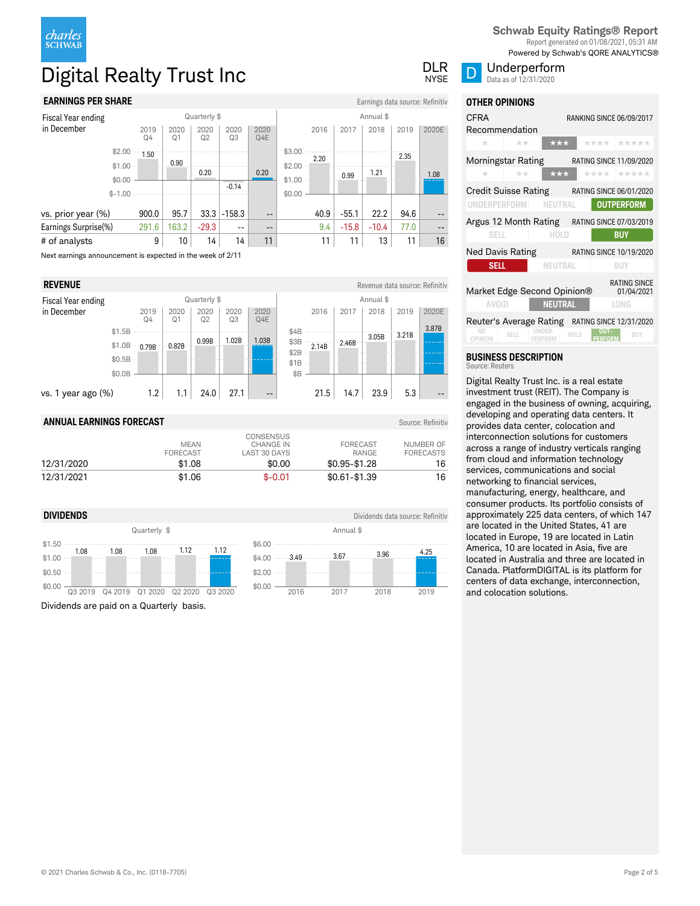# Digital Realty Trust Inc

DLR
NYSE

**Schwab Equity Ratings® Report**
Report generated on 01/08/2021, 05:31 AM
Powered by Schwab's QORE ANALYTICS®

**D** Underperform
Data as of 12/31/2020

## EARNINGS PER SHARE

Earnings data source: Refinitiv

| Fiscal Year ending in December | Quarterly $ | | | | | Annual $ | | | | |
|---|---|---|---|---|---|---|---|---|---|---|
| | 2019 Q4 | 2020 Q1 | 2020 Q2 | 2020 Q3 | 2020 Q4E | 2016 | 2017 | 2018 | 2019 | 2020E |
| EPS | 1.50 | 0.90 | 0.20 | -0.14 | 0.20 | 2.20 | 0.99 | 1.21 | 2.35 | 1.08 |
| vs. prior year (%) | 900.0 | 95.7 | 33.3 | -158.3 | -- | 40.9 | -55.1 | 22.2 | 94.6 | -- |
| Earnings Surprise(%) | 291.6 | 163.2 | -29.3 | -- | -- | 9.4 | -15.8 | -10.4 | 77.0 | -- |
| # of analysts | 9 | 10 | 14 | 14 | 11 | 11 | 11 | 13 | 11 | 16 |

Next earnings announcement is expected in the week of 2/11

## REVENUE

Revenue data source: Refinitiv

| Fiscal Year ending in December | Quarterly $ | | | | | Annual $ | | | | |
|---|---|---|---|---|---|---|---|---|---|---|
| | 2019 Q4 | 2020 Q1 | 2020 Q2 | 2020 Q3 | 2020 Q4E | 2016 | 2017 | 2018 | 2019 | 2020E |
| Revenue | 0.79B | 0.82B | 0.99B | 1.02B | 1.03B | 2.14B | 2.46B | 3.05B | 3.21B | 3.87B |
| vs. 1 year ago (%) | 1.2 | 1.1 | 24.0 | 27.1 | -- | 21.5 | 14.7 | 23.9 | 5.3 | -- |

## ANNUAL EARNINGS FORECAST

Source: Refinitiv

| | MEAN FORECAST | CONSENSUS CHANGE IN LAST 30 DAYS | FORECAST RANGE | NUMBER OF FORECASTS |
|---|---|---|---|---|
| 12/31/2020 | $1.08 | $0.00 | $0.95-$1.28 | 16 |
| 12/31/2021 | $1.06 | $-0.01 | $0.61-$1.39 | 16 |

## DIVIDENDS

Dividends data source: Refinitiv

| Quarterly $ | Q3 2019 | Q4 2019 | Q1 2020 | Q2 2020 | Q3 2020 |
|---|---|---|---|---|---|
| Dividend | 1.08 | 1.08 | 1.08 | 1.12 | 1.12 |

| Annual $ | 2016 | 2017 | 2018 | 2019 |
|---|---|---|---|---|
| Dividend | 3.49 | 3.67 | 3.96 | 4.25 |

Dividends are paid on a Quarterly basis.

## OTHER OPINIONS

| Rating | Since | Rating |
|---|---|---|
| CFRA Recommendation | RANKING SINCE 06/09/2017 | ★★★ |
| Morningstar Rating | RATING SINCE 11/09/2020 | ★★★ |
| Credit Suisse Rating | RATING SINCE 06/01/2020 | OUTPERFORM |
| Argus 12 Month Rating | RATING SINCE 07/03/2019 | BUY |
| Ned Davis Rating | RATING SINCE 10/19/2020 | SELL |
| Market Edge Second Opinion® | RATING SINCE 01/04/2021 | NEUTRAL |
| Reuter's Average Rating | RATING SINCE 12/31/2020 | OUTPERFORM |

## BUSINESS DESCRIPTION

Source: Reuters

Digital Realty Trust Inc. is a real estate investment trust (REIT). The Company is engaged in the business of owning, acquiring, developing and operating data centers. It provides data center, colocation and interconnection solutions for customers across a range of industry verticals ranging from cloud and information technology services, communications and social networking to financial services, manufacturing, energy, healthcare, and consumer products. Its portfolio consists of approximately 225 data centers, of which 147 are located in the United States, 41 are located in Europe, 19 are located in Latin America, 10 are located in Asia, five are located in Australia and three are located in Canada. PlatformDIGITAL is its platform for centers of data exchange, interconnection, and colocation solutions.

© 2021 Charles Schwab & Co., Inc. (0118-7705)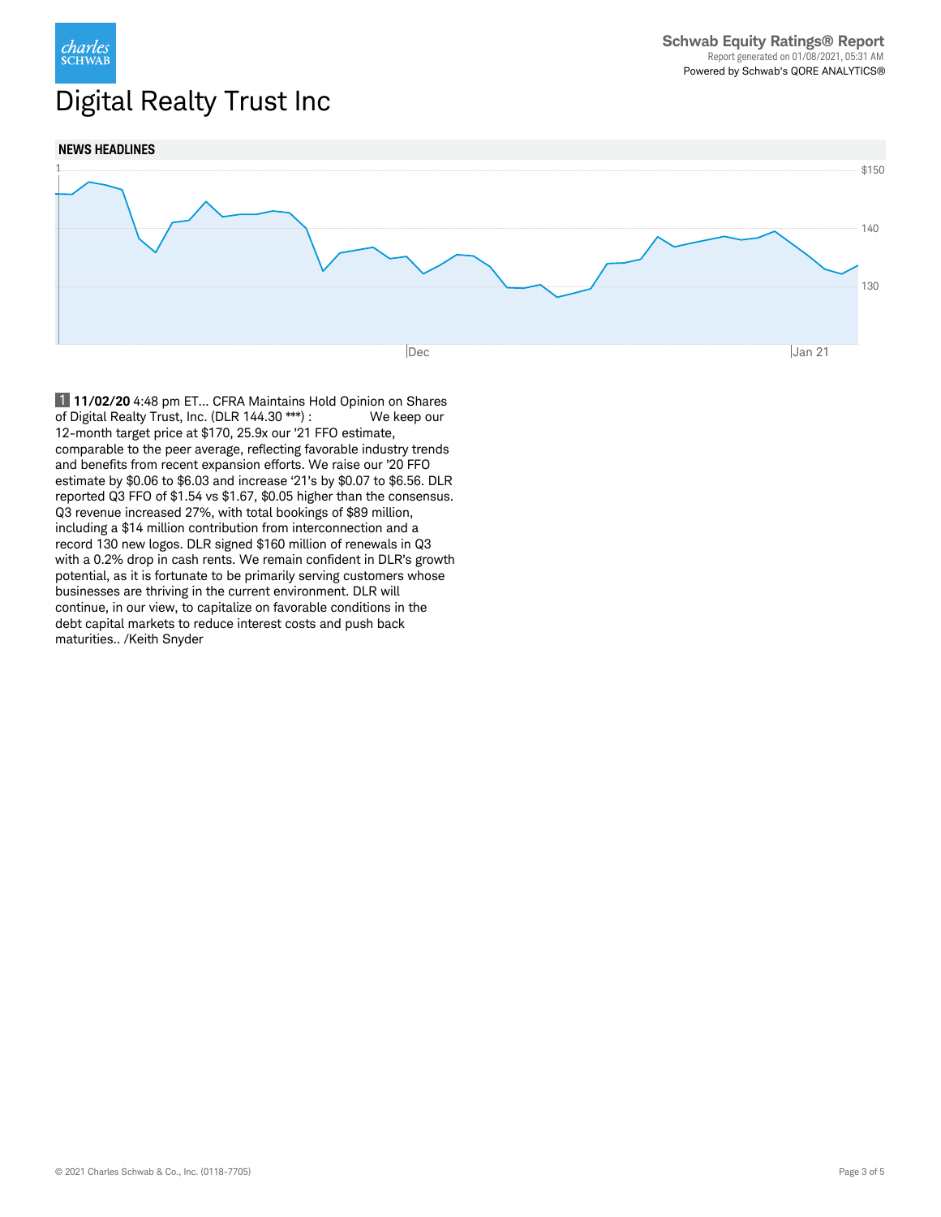# Digital Realty Trust Inc

## NEWS HEADLINES

1 **11/02/20** 4:48 pm ET... CFRA Maintains Hold Opinion on Shares of Digital Realty Trust, Inc. (DLR 144.30 ***) : We keep our 12-month target price at $170, 25.9x our '21 FFO estimate, comparable to the peer average, reflecting favorable industry trends and benefits from recent expansion efforts. We raise our '20 FFO estimate by $0.06 to $6.03 and increase '21's by $0.07 to $6.56. DLR reported Q3 FFO of $1.54 vs $1.67, $0.05 higher than the consensus. Q3 revenue increased 27%, with total bookings of $89 million, including a $14 million contribution from interconnection and a record 130 new logos. DLR signed $160 million of renewals in Q3 with a 0.2% drop in cash rents. We remain confident in DLR's growth potential, as it is fortunate to be primarily serving customers whose businesses are thriving in the current environment. DLR will continue, in our view, to capitalize on favorable conditions in the debt capital markets to reduce interest costs and push back maturities.. /Keith Snyder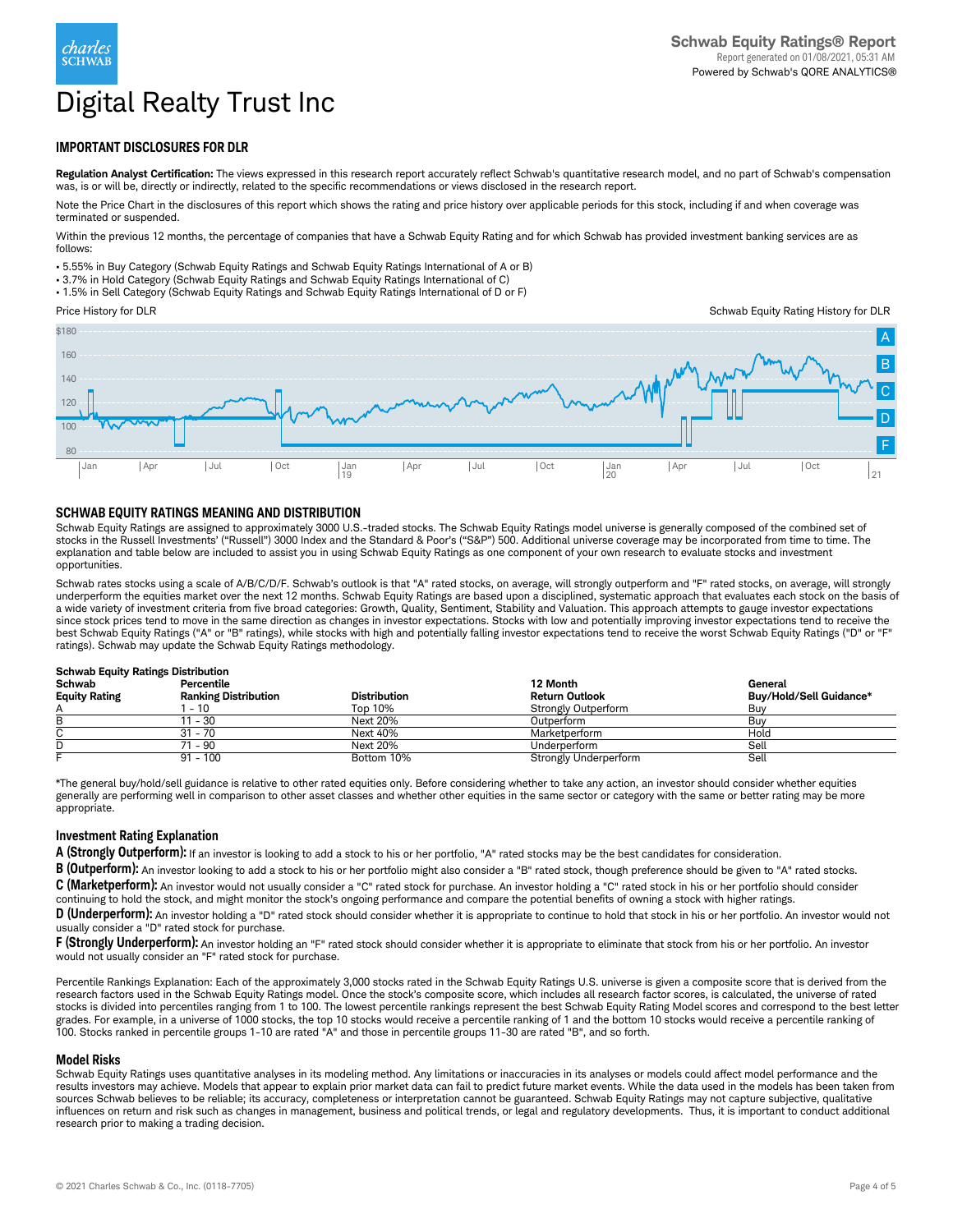# Digital Realty Trust Inc

Schwab Equity Ratings® Report
Report generated on 01/08/2021, 05:31 AM
Powered by Schwab's QORE ANALYTICS®

## IMPORTANT DISCLOSURES FOR DLR

**Regulation Analyst Certification:** The views expressed in this research report accurately reflect Schwab's quantitative research model, and no part of Schwab's compensation was, is or will be, directly or indirectly, related to the specific recommendations or views disclosed in the research report.

Note the Price Chart in the disclosures of this report which shows the rating and price history over applicable periods for this stock, including if and when coverage was terminated or suspended.

Within the previous 12 months, the percentage of companies that have a Schwab Equity Rating and for which Schwab has provided investment banking services are as follows:

- 5.55% in Buy Category (Schwab Equity Ratings and Schwab Equity Ratings International of A or B)
- 3.7% in Hold Category (Schwab Equity Ratings and Schwab Equity Ratings International of C)
- 1.5% in Sell Category (Schwab Equity Ratings and Schwab Equity Ratings International of D or F)

Price History for DLR | Schwab Equity Rating History for DLR

## SCHWAB EQUITY RATINGS MEANING AND DISTRIBUTION

Schwab Equity Ratings are assigned to approximately 3000 U.S.-traded stocks. The Schwab Equity Ratings model universe is generally composed of the combined set of stocks in the Russell Investments' ("Russell") 3000 Index and the Standard & Poor's ("S&P") 500. Additional universe coverage may be incorporated from time to time. The explanation and table below are included to assist you in using Schwab Equity Ratings as one component of your own research to evaluate stocks and investment opportunities.

Schwab rates stocks using a scale of A/B/C/D/F. Schwab's outlook is that "A" rated stocks, on average, will strongly outperform and "F" rated stocks, on average, will strongly underperform the equities market over the next 12 months. Schwab Equity Ratings are based upon a disciplined, systematic approach that evaluates each stock on the basis of a wide variety of investment criteria from five broad categories: Growth, Quality, Sentiment, Stability and Valuation. This approach attempts to gauge investor expectations since stock prices tend to move in the same direction as changes in investor expectations. Stocks with low and potentially improving investor expectations tend to receive the best Schwab Equity Ratings ("A" or "B" ratings), while stocks with high and potentially falling investor expectations tend to receive the worst Schwab Equity Ratings ("D" or "F" ratings). Schwab may update the Schwab Equity Ratings methodology.

**Schwab Equity Ratings Distribution**

| Schwab Equity Rating | Percentile Ranking Distribution | Distribution | 12 Month Return Outlook | General Buy/Hold/Sell Guidance* |
|---|---|---|---|---|
| A | 1 - 10 | Top 10% | Strongly Outperform | Buy |
| B | 11 - 30 | Next 20% | Outperform | Buy |
| C | 31 - 70 | Next 40% | Marketperform | Hold |
| D | 71 - 90 | Next 20% | Underperform | Sell |
| F | 91 - 100 | Bottom 10% | Strongly Underperform | Sell |

*The general buy/hold/sell guidance is relative to other rated equities only. Before considering whether to take any action, an investor should consider whether equities generally are performing well in comparison to other asset classes and whether other equities in the same sector or category with the same or better rating may be more appropriate.

### Investment Rating Explanation

**A (Strongly Outperform):** If an investor is looking to add a stock to his or her portfolio, "A" rated stocks may be the best candidates for consideration.

**B (Outperform):** An investor looking to add a stock to his or her portfolio might also consider a "B" rated stock, though preference should be given to "A" rated stocks.

**C (Marketperform):** An investor would not usually consider a "C" rated stock for purchase. An investor holding a "C" rated stock in his or her portfolio should consider continuing to hold the stock, and might monitor the stock's ongoing performance and compare the potential benefits of owning a stock with higher ratings.

**D (Underperform):** An investor holding a "D" rated stock should consider whether it is appropriate to continue to hold that stock in his or her portfolio. An investor would not usually consider a "D" rated stock for purchase.

**F (Strongly Underperform):** An investor holding an "F" rated stock should consider whether it is appropriate to eliminate that stock from his or her portfolio. An investor would not usually consider an "F" rated stock for purchase.

Percentile Rankings Explanation: Each of the approximately 3,000 stocks rated in the Schwab Equity Ratings U.S. universe is given a composite score that is derived from the research factors used in the Schwab Equity Ratings model. Once the stock's composite score, which includes all research factor scores, is calculated, the universe of rated stocks is divided into percentiles ranging from 1 to 100. The lowest percentile rankings represent the best Schwab Equity Rating Model scores and correspond to the best letter grades. For example, in a universe of 1000 stocks, the top 10 stocks would receive a percentile ranking of 1 and the bottom 10 stocks would receive a percentile ranking of 100. Stocks ranked in percentile groups 1-10 are rated "A" and those in percentile groups 11-30 are rated "B", and so forth.

### Model Risks

Schwab Equity Ratings uses quantitative analyses in its modeling method. Any limitations or inaccuracies in its analyses or models could affect model performance and the results investors may achieve. Models that appear to explain prior market data can fail to predict future market events. While the data used in the models has been taken from sources Schwab believes to be reliable; its accuracy, completeness or interpretation cannot be guaranteed. Schwab Equity Ratings may not capture subjective, qualitative influences on return and risk such as changes in management, business and political trends, or legal and regulatory developments. Thus, it is important to conduct additional research prior to making a trading decision.

© 2021 Charles Schwab & Co., Inc. (0118-7705)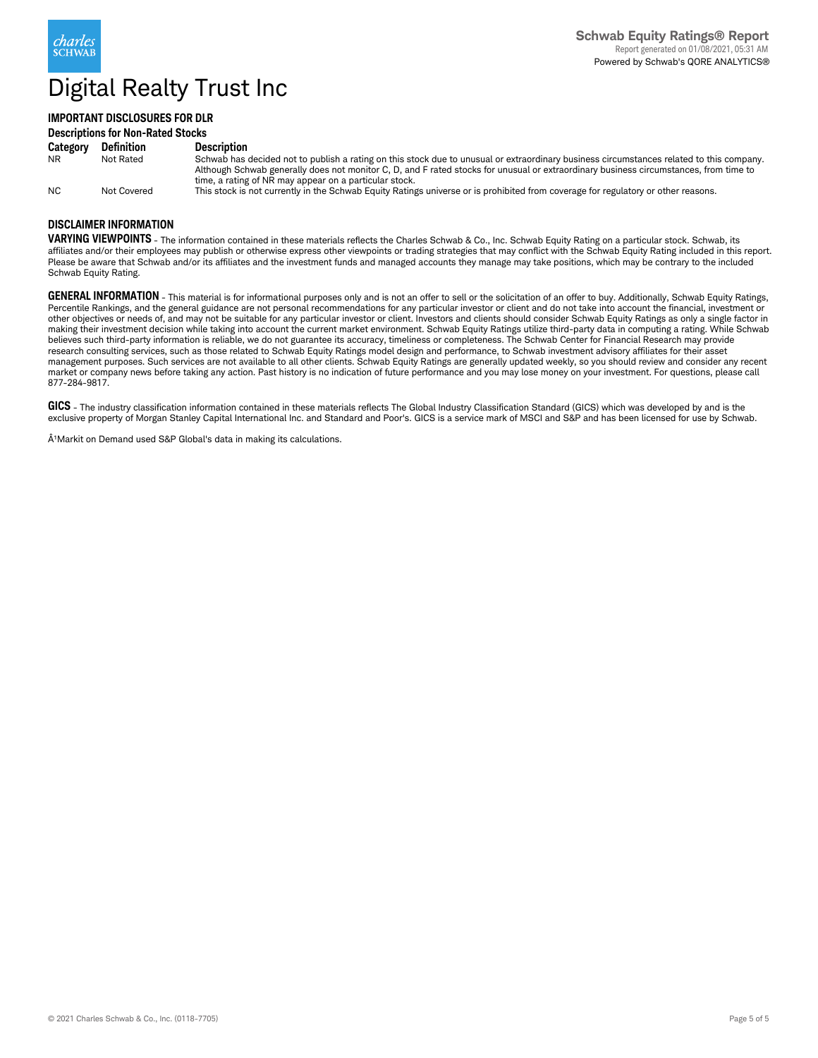# Digital Realty Trust Inc

### IMPORTANT DISCLOSURES FOR DLR

#### Descriptions for Non-Rated Stocks

| Category | Definition | Description |
|---|---|---|
| NR | Not Rated | Schwab has decided not to publish a rating on this stock due to unusual or extraordinary business circumstances related to this company. Although Schwab generally does not monitor C, D, and F rated stocks for unusual or extraordinary business circumstances, from time to time, a rating of NR may appear on a particular stock. |
| NC | Not Covered | This stock is not currently in the Schwab Equity Ratings universe or is prohibited from coverage for regulatory or other reasons. |

### DISCLAIMER INFORMATION

**VARYING VIEWPOINTS** - The information contained in these materials reflects the Charles Schwab & Co., Inc. Schwab Equity Rating on a particular stock. Schwab, its affiliates and/or their employees may publish or otherwise express other viewpoints or trading strategies that may conflict with the Schwab Equity Rating included in this report. Please be aware that Schwab and/or its affiliates and the investment funds and managed accounts they manage may take positions, which may be contrary to the included Schwab Equity Rating.

**GENERAL INFORMATION** - This material is for informational purposes only and is not an offer to sell or the solicitation of an offer to buy. Additionally, Schwab Equity Ratings, Percentile Rankings, and the general guidance are not personal recommendations for any particular investor or client and do not take into account the financial, investment or other objectives or needs of, and may not be suitable for any particular investor or client. Investors and clients should consider Schwab Equity Ratings as only a single factor in making their investment decision while taking into account the current market environment. Schwab Equity Ratings utilize third-party data in computing a rating. While Schwab believes such third-party information is reliable, we do not guarantee its accuracy, timeliness or completeness. The Schwab Center for Financial Research may provide research consulting services, such as those related to Schwab Equity Ratings model design and performance, to Schwab investment advisory affiliates for their asset management purposes. Such services are not available to all other clients. Schwab Equity Ratings are generally updated weekly, so you should review and consider any recent market or company news before taking any action. Past history is no indication of future performance and you may lose money on your investment. For questions, please call 877-284-9817.

**GICS** - The industry classification information contained in these materials reflects The Global Industry Classification Standard (GICS) which was developed by and is the exclusive property of Morgan Stanley Capital International Inc. and Standard and Poor's. GICS is a service mark of MSCI and S&P and has been licensed for use by Schwab.

Â¹Markit on Demand used S&P Global's data in making its calculations.